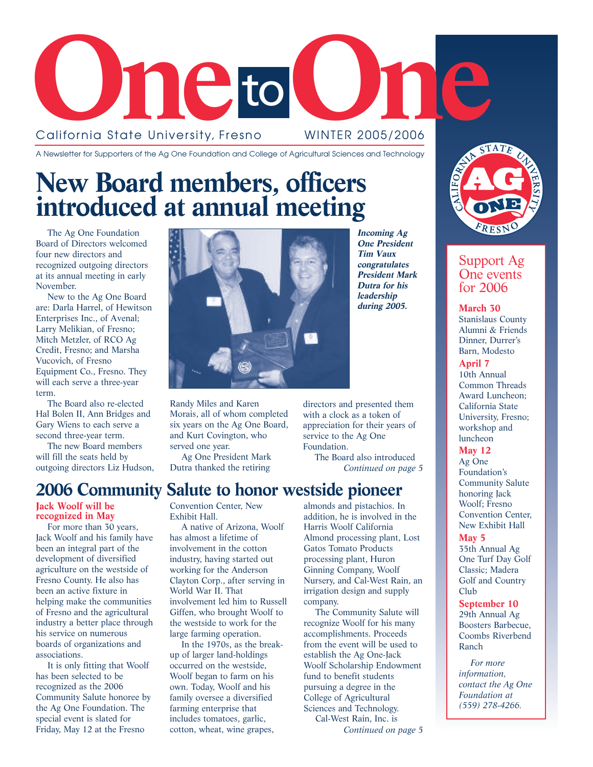# One to One

California State University, Fresno — WINTER 2005/2006

A Newsletter for Supporters of the Ag One Foundation and College of Agricultural Sciences and Technology

## New Board members, officers introduced at annual meeting

*Incoming Ag One President Tim Vaux congratulates President Mark Dutra for his leadership during 2005.*

The Ag One Foundation Board of Directors welcomed four new directors and recognized outgoing directors at its annual meeting in early November.

New to the Ag One Board are: Darla Harrel, of Hewitson Enterprises Inc., of Avenal; Larry Melikian, of Fresno; Mitch Metzler, of RCO Ag Credit, Fresno; and Marsha Vucovich, of Fresno Equipment Co., Fresno. They will each serve a three-year term.

The Board also re-elected Hal Bolen II, Ann Bridges and Gary Wiens to each serve a second three-year term.

The new Board members will fill the seats held by outgoing directors Liz Hudson, Randy Miles and Karen Morais, all of whom completed six years on the Ag One Board, and Kurt Covington, who served one year.

Ag One President Mark Dutra thanked the retiring directors and presented them with a clock as a token of appreciation for their years of service to the Ag One Foundation.

The Board also introduced

*Continued on page 5*

## 2006 Community Salute to honor westside pioneer

### Jack Woolf will be recognized in May

For more than 30 years, Jack Woolf and his family have been an integral part of the development of diversified agriculture on the westside of Fresno County. He also has been an active fixture in helping make the communities of Fresno and the agricultural industry a better place through his service on numerous boards of organizations and associations.

It is only fitting that Woolf has been selected to be recognized as the 2006 Community Salute honoree by the Ag One Foundation. The special event is slated for Friday, May 12 at the Fresno Convention Center, New Exhibit Hall.

A native of Arizona, Woolf has almost a lifetime of involvement in the cotton industry, having started out working for the Anderson Clayton Corp., after serving in World War II. That involvement led him to Russell Giffen, who brought Woolf to the westside to work for the large farming operation.

In the 1970s, as the break-up of larger land-holdings occurred on the westside, Woolf began to farm on his own. Today, Woolf and his family oversee a diversified farming enterprise that includes tomatoes, garlic, cotton, wheat, wine grapes, almonds and pistachios. In addition, he is involved in the Harris Woolf California Almond processing plant, Lost Gatos Tomato Products processing plant, Huron Ginning Company, Woolf Nursery, and Cal-West Rain, an irrigation design and supply company.

The Community Salute will recognize Woolf for his many accomplishments. Proceeds from the event will be used to establish the Ag One-Jack Woolf Scholarship Endowment fund to benefit students pursuing a degree in the College of Agricultural Sciences and Technology.

Cal-West Rain, Inc. is

*Continued on page 5*

---

### Support Ag One events for 2006

**March 30**
Stanislaus County Alumni & Friends Dinner, Durrer's Barn, Modesto

**April 7**
10th Annual Common Threads Award Luncheon; California State University, Fresno; workshop and luncheon

**May 12**
Ag One Foundation's Community Salute honoring Jack Woolf; Fresno Convention Center, New Exhibit Hall

**May 5**
35th Annual Ag One Turf Day Golf Classic; Madera Golf and Country Club

**September 10**
29th Annual Ag Boosters Barbecue, Coombs Riverbend Ranch

*For more information, contact the Ag One Foundation at (559) 278-4266.*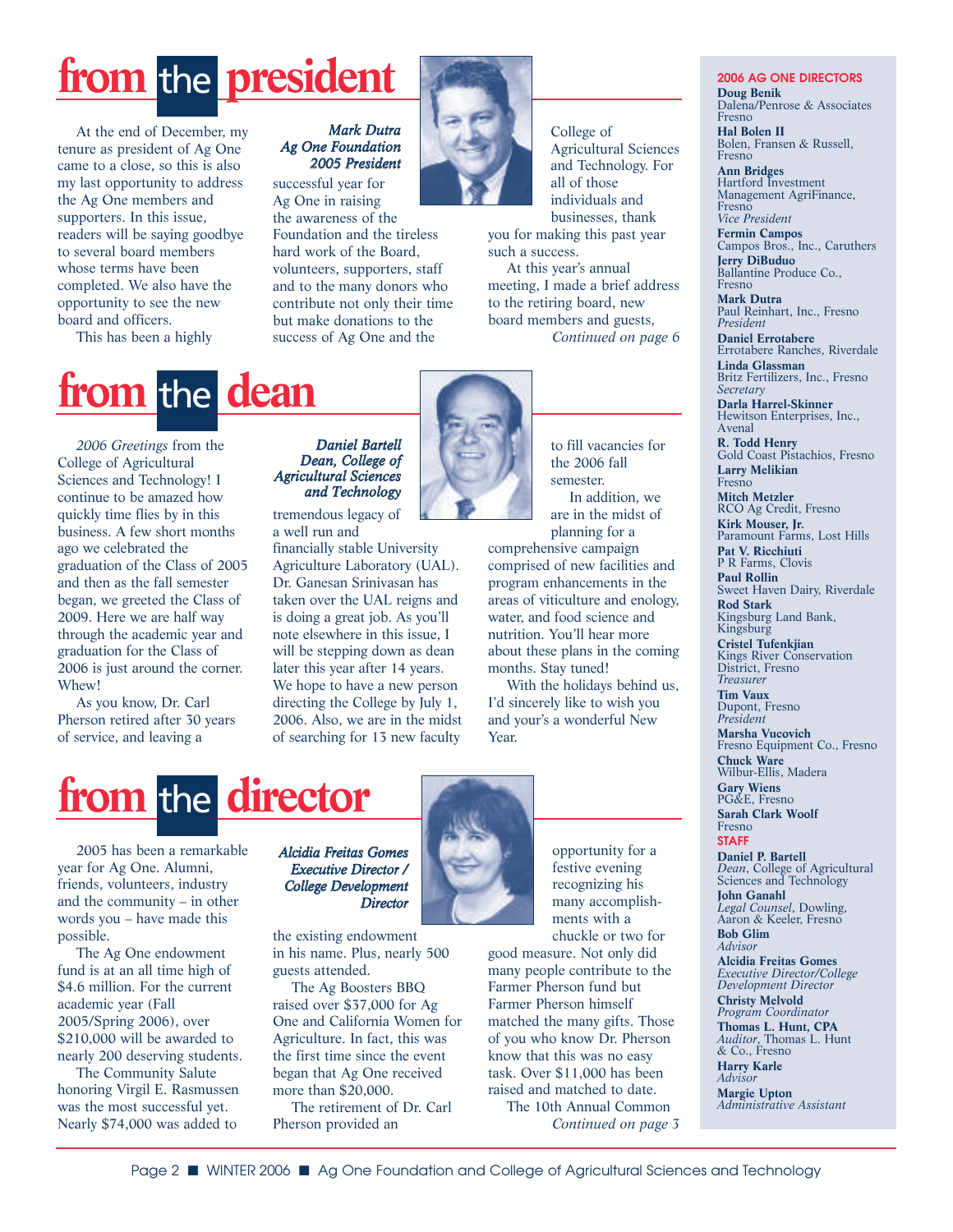# from the president

*Mark Dutra*
*Ag One Foundation*
*2005 President*

At the end of December, my tenure as president of Ag One came to a close, so this is also my last opportunity to address the Ag One members and supporters. In this issue, readers will be saying goodbye to several board members whose terms have been completed. We also have the opportunity to see the new board and officers.

This has been a highly successful year for Ag One in raising the awareness of the Foundation and the tireless hard work of the Board, volunteers, supporters, staff and to the many donors who contribute not only their time but make donations to the success of Ag One and the College of Agricultural Sciences and Technology. For all of those individuals and businesses, thank you for making this past year such a success.

At this year's annual meeting, I made a brief address to the retiring board, new board members and guests,

*Continued on page 6*

# from the dean

*Daniel Bartell*
*Dean, College of Agricultural Sciences and Technology*

*2006 Greetings* from the College of Agricultural Sciences and Technology! I continue to be amazed how quickly time flies by in this business. A few short months ago we celebrated the graduation of the Class of 2005 and then as the fall semester began, we greeted the Class of 2009. Here we are half way through the academic year and graduation for the Class of 2006 is just around the corner. Whew!

As you know, Dr. Carl Pherson retired after 30 years of service, and leaving a tremendous legacy of a well run and financially stable University Agriculture Laboratory (UAL). Dr. Ganesan Srinivasan has taken over the UAL reigns and is doing a great job. As you'll note elsewhere in this issue, I will be stepping down as dean later this year after 14 years. We hope to have a new person directing the College by July 1, 2006. Also, we are in the midst of searching for 13 new faculty to fill vacancies for the 2006 fall semester.

In addition, we are in the midst of planning for a comprehensive campaign comprised of new facilities and program enhancements in the areas of viticulture and enology, water, and food science and nutrition. You'll hear more about these plans in the coming months. Stay tuned!

With the holidays behind us, I'd sincerely like to wish you and your's a wonderful New Year.

# from the director

*Alcidia Freitas Gomes*
*Executive Director / College Development Director*

2005 has been a remarkable year for Ag One. Alumni, friends, volunteers, industry and the community – in other words you – have made this possible.

The Ag One endowment fund is at an all time high of $4.6 million. For the current academic year (Fall 2005/Spring 2006), over $210,000 will be awarded to nearly 200 deserving students.

The Community Salute honoring Virgil E. Rasmussen was the most successful yet. Nearly $74,000 was added to the existing endowment in his name. Plus, nearly 500 guests attended.

The Ag Boosters BBQ raised over $37,000 for Ag One and California Women for Agriculture. In fact, this was the first time since the event began that Ag One received more than $20,000.

The retirement of Dr. Carl Pherson provided an opportunity for a festive evening recognizing his many accomplishments with a chuckle or two for good measure. Not only did many people contribute to the Farmer Pherson fund but Farmer Pherson himself matched the many gifts. Those of you who know Dr. Pherson know that this was no easy task. Over $11,000 has been raised and matched to date.

The 10th Annual Common

*Continued on page 3*

---

### 2006 AG ONE DIRECTORS

**Doug Benik**
Dalena/Penrose & Associates
Fresno

**Hal Bolen II**
Bolen, Fransen & Russell,
Fresno

**Ann Bridges**
Hartford Investment
Management AgriFinance,
Fresno
*Vice President*

**Fermin Campos**
Campos Bros., Inc., Caruthers

**Jerry DiBuduo**
Ballantine Produce Co.,
Fresno

**Mark Dutra**
Paul Reinhart, Inc., Fresno
*President*

**Daniel Errotabere**
Errotabere Ranches, Riverdale

**Linda Glassman**
Britz Fertilizers, Inc., Fresno
*Secretary*

**Darla Harrel-Skinner**
Hewitson Enterprises, Inc.,
Avenal

**R. Todd Henry**
Gold Coast Pistachios, Fresno

**Larry Melikian**
Fresno

**Mitch Metzler**
RCO Ag Credit, Fresno

**Kirk Mouser, Jr.**
Paramount Farms, Lost Hills

**Pat V. Ricchiuti**
P R Farms, Clovis

**Paul Rollin**
Sweet Haven Dairy, Riverdale

**Rod Stark**
Kingsburg Land Bank,
Kingsburg

**Cristel Tufenkjian**
Kings River Conservation
District, Fresno
*Treasurer*

**Tim Vaux**
Dupont, Fresno
*President*

**Marsha Vucovich**
Fresno Equipment Co., Fresno

**Chuck Ware**
Wilbur-Ellis, Madera

**Gary Wiens**
PG&E, Fresno

**Sarah Clark Woolf**
Fresno

### STAFF

**Daniel P. Bartell**
*Dean*, College of Agricultural
Sciences and Technology

**John Ganahl**
*Legal Counsel*, Dowling,
Aaron & Keeler, Fresno

**Bob Glim**
*Advisor*

**Alcidia Freitas Gomes**
*Executive Director/College
Development Director*

**Christy Melvold**
*Program Coordinator*

**Thomas L. Hunt, CPA**
*Auditor*, Thomas L. Hunt
& Co., Fresno

**Harry Karle**
*Advisor*

**Margie Upton**
*Administrative Assistant*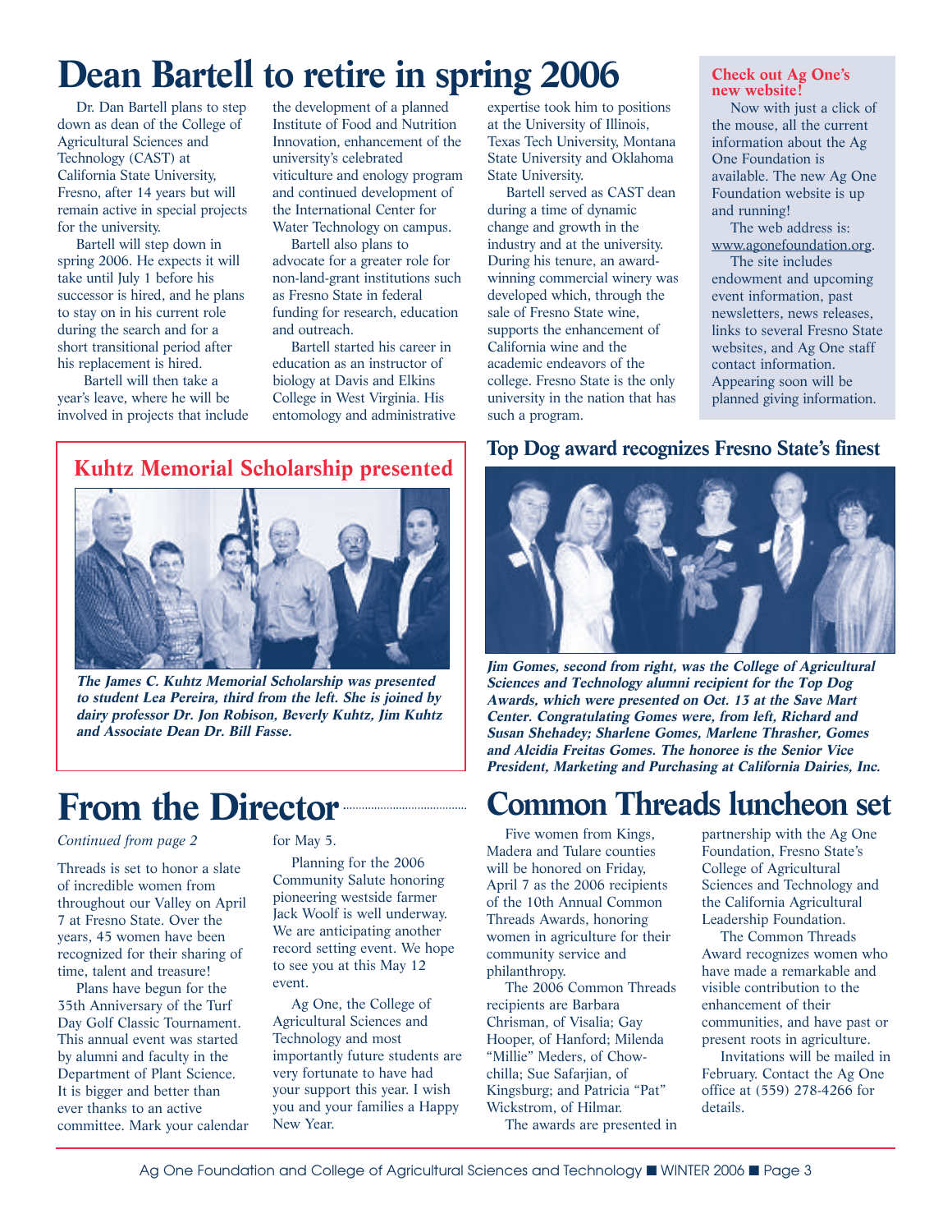# Dean Bartell to retire in spring 2006

Dr. Dan Bartell plans to step down as dean of the College of Agricultural Sciences and Technology (CAST) at California State University, Fresno, after 14 years but will remain active in special projects for the university.

Bartell will step down in spring 2006. He expects it will take until July 1 before his successor is hired, and he plans to stay on in his current role during the search and for a short transitional period after his replacement is hired.

Bartell will then take a year's leave, where he will be involved in projects that include the development of a planned Institute of Food and Nutrition Innovation, enhancement of the university's celebrated viticulture and enology program and continued development of the International Center for Water Technology on campus.

Bartell also plans to advocate for a greater role for non-land-grant institutions such as Fresno State in federal funding for research, education and outreach.

Bartell started his career in education as an instructor of biology at Davis and Elkins College in West Virginia. His entomology and administrative expertise took him to positions at the University of Illinois, Texas Tech University, Montana State University and Oklahoma State University.

Bartell served as CAST dean during a time of dynamic change and growth in the industry and at the university. During his tenure, an award-winning commercial winery was developed which, through the sale of Fresno State wine, supports the enhancement of California wine and the academic endeavors of the college. Fresno State is the only university in the nation that has such a program.

### Check out Ag One's new website!

Now with just a click of the mouse, all the current information about the Ag One Foundation is available. The new Ag One Foundation website is up and running!

The web address is: www.agonefoundation.org.

The site includes endowment and upcoming event information, past newsletters, news releases, links to several Fresno State websites, and Ag One staff contact information. Appearing soon will be planned giving information.

## Kuhtz Memorial Scholarship presented

***The James C. Kuhtz Memorial Scholarship was presented to student Lea Pereira, third from the left. She is joined by dairy professor Dr. Jon Robison, Beverly Kuhtz, Jim Kuhtz and Associate Dean Dr. Bill Fasse.***

## Top Dog award recognizes Fresno State's finest

***Jim Gomes, second from right, was the College of Agricultural Sciences and Technology alumni recipient for the Top Dog Awards, which were presented on Oct. 13 at the Save Mart Center. Congratulating Gomes were, from left, Richard and Susan Shehadey; Sharlene Gomes, Marlene Thrasher, Gomes and Alcidia Freitas Gomes. The honoree is the Senior Vice President, Marketing and Purchasing at California Dairies, Inc.***

# From the Director

*Continued from page 2*

Threads is set to honor a slate of incredible women from throughout our Valley on April 7 at Fresno State. Over the years, 45 women have been recognized for their sharing of time, talent and treasure!

Plans have begun for the 35th Anniversary of the Turf Day Golf Classic Tournament. This annual event was started by alumni and faculty in the Department of Plant Science. It is bigger and better than ever thanks to an active committee. Mark your calendar for May 5.

Planning for the 2006 Community Salute honoring pioneering westside farmer Jack Woolf is well underway. We are anticipating another record setting event. We hope to see you at this May 12 event.

Ag One, the College of Agricultural Sciences and Technology and most importantly future students are very fortunate to have had your support this year. I wish you and your families a Happy New Year.

# Common Threads luncheon set

Five women from Kings, Madera and Tulare counties will be honored on Friday, April 7 as the 2006 recipients of the 10th Annual Common Threads Awards, honoring women in agriculture for their community service and philanthropy.

The 2006 Common Threads recipients are Barbara Chrisman, of Visalia; Gay Hooper, of Hanford; Milenda "Millie" Meders, of Chowchilla; Sue Safarjian, of Kingsburg; and Patricia "Pat" Wickstrom, of Hilmar.

The awards are presented in partnership with the Ag One Foundation, Fresno State's College of Agricultural Sciences and Technology and the California Agricultural Leadership Foundation.

The Common Threads Award recognizes women who have made a remarkable and visible contribution to the enhancement of their communities, and have past or present roots in agriculture.

Invitations will be mailed in February. Contact the Ag One office at (559) 278-4266 for details.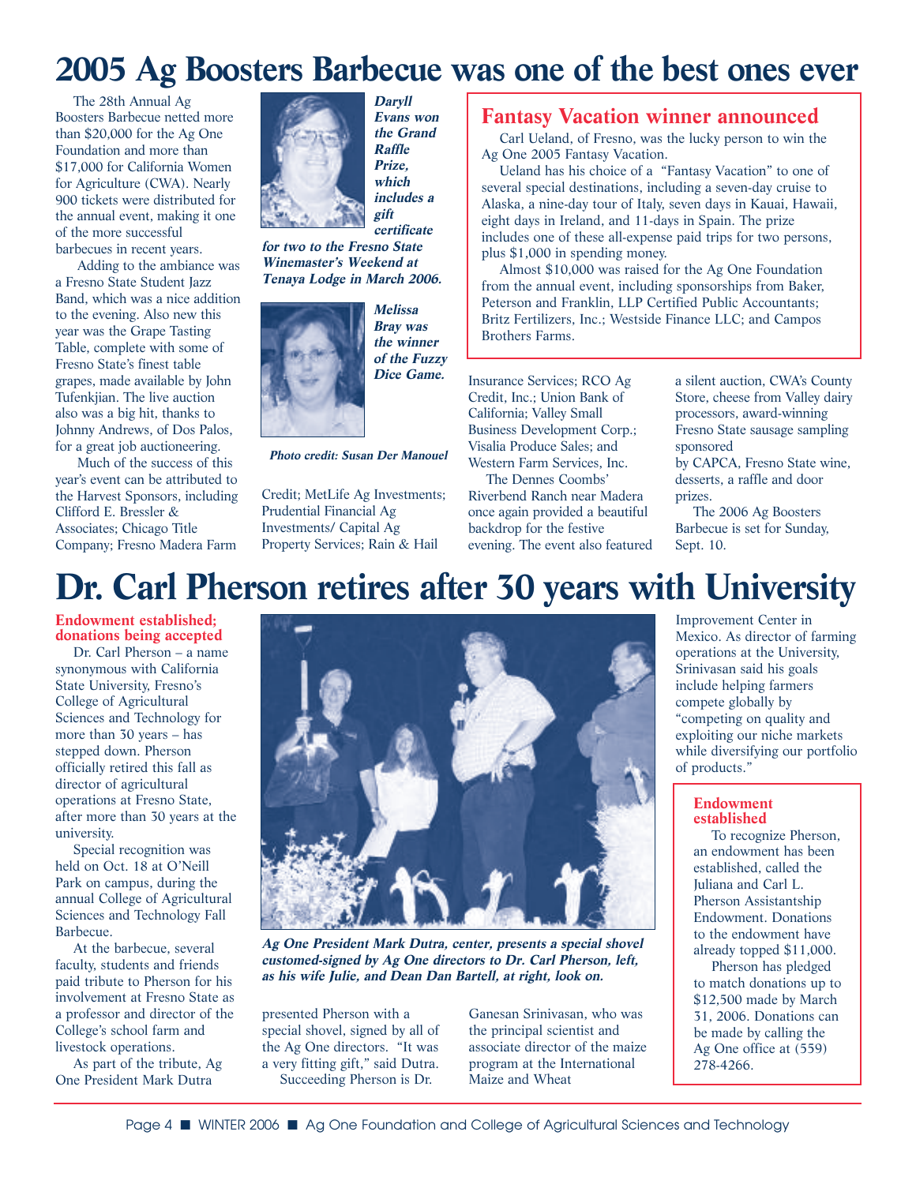# 2005 Ag Boosters Barbecue was one of the best ones ever

The 28th Annual Ag Boosters Barbecue netted more than $20,000 for the Ag One Foundation and more than $17,000 for California Women for Agriculture (CWA). Nearly 900 tickets were distributed for the annual event, making it one of the more successful barbecues in recent years.

Adding to the ambiance was a Fresno State Student Jazz Band, which was a nice addition to the evening. Also new this year was the Grape Tasting Table, complete with some of Fresno State's finest table grapes, made available by John Tufenkjian. The live auction also was a big hit, thanks to Johnny Andrews, of Dos Palos, for a great job auctioneering.

Much of the success of this year's event can be attributed to the Harvest Sponsors, including Clifford E. Bressler & Associates; Chicago Title Company; Fresno Madera Farm Credit; MetLife Ag Investments; Prudential Financial Ag Investments/ Capital Ag Property Services; Rain & Hail Insurance Services; RCO Ag Credit, Inc.; Union Bank of California; Valley Small Business Development Corp.; Visalia Produce Sales; and Western Farm Services, Inc.

The Dennes Coombs' Riverbend Ranch near Madera once again provided a beautiful backdrop for the festive evening. The event also featured a silent auction, CWA's County Store, cheese from Valley dairy processors, award-winning Fresno State sausage sampling sponsored by CAPCA, Fresno State wine, desserts, a raffle and door prizes.

The 2006 Ag Boosters Barbecue is set for Sunday, Sept. 10.

***Daryll Evans won the Grand Raffle Prize, which includes a gift certificate for two to the Fresno State Winemaster's Weekend at Tenaya Lodge in March 2006.***

***Melissa Bray was the winner of the Fuzzy Dice Game.***

***Photo credit: Susan Der Manouel***

## Fantasy Vacation winner announced

Carl Ueland, of Fresno, was the lucky person to win the Ag One 2005 Fantasy Vacation.

Ueland has his choice of a "Fantasy Vacation" to one of several special destinations, including a seven-day cruise to Alaska, a nine-day tour of Italy, seven days in Kauai, Hawaii, eight days in Ireland, and 11-days in Spain. The prize includes one of these all-expense paid trips for two persons, plus $1,000 in spending money.

Almost $10,000 was raised for the Ag One Foundation from the annual event, including sponsorships from Baker, Peterson and Franklin, LLP Certified Public Accountants; Britz Fertilizers, Inc.; Westside Finance LLC; and Campos Brothers Farms.

# Dr. Carl Pherson retires after 30 years with University

### Endowment established; donations being accepted

Dr. Carl Pherson – a name synonymous with California State University, Fresno's College of Agricultural Sciences and Technology for more than 30 years – has stepped down. Pherson officially retired this fall as director of agricultural operations at Fresno State, after more than 30 years at the university.

Special recognition was held on Oct. 18 at O'Neill Park on campus, during the annual College of Agricultural Sciences and Technology Fall Barbecue.

At the barbecue, several faculty, students and friends paid tribute to Pherson for his involvement at Fresno State as a professor and director of the College's school farm and livestock operations.

As part of the tribute, Ag One President Mark Dutra presented Pherson with a special shovel, signed by all of the Ag One directors. "It was a very fitting gift," said Dutra.

Succeeding Pherson is Dr. Ganesan Srinivasan, who was the principal scientist and associate director of the maize program at the International Maize and Wheat Improvement Center in Mexico. As director of farming operations at the University, Srinivasan said his goals include helping farmers compete globally by "competing on quality and exploiting our niche markets while diversifying our portfolio of products."

***Ag One President Mark Dutra, center, presents a special shovel customed-signed by Ag One directors to Dr. Carl Pherson, left, as his wife Julie, and Dean Dan Bartell, at right, look on.***

### Endowment established

To recognize Pherson, an endowment has been established, called the Juliana and Carl L. Pherson Assistantship Endowment. Donations to the endowment have already topped $11,000.

Pherson has pledged to match donations up to $12,500 made by March 31, 2006. Donations can be made by calling the Ag One office at (559) 278-4266.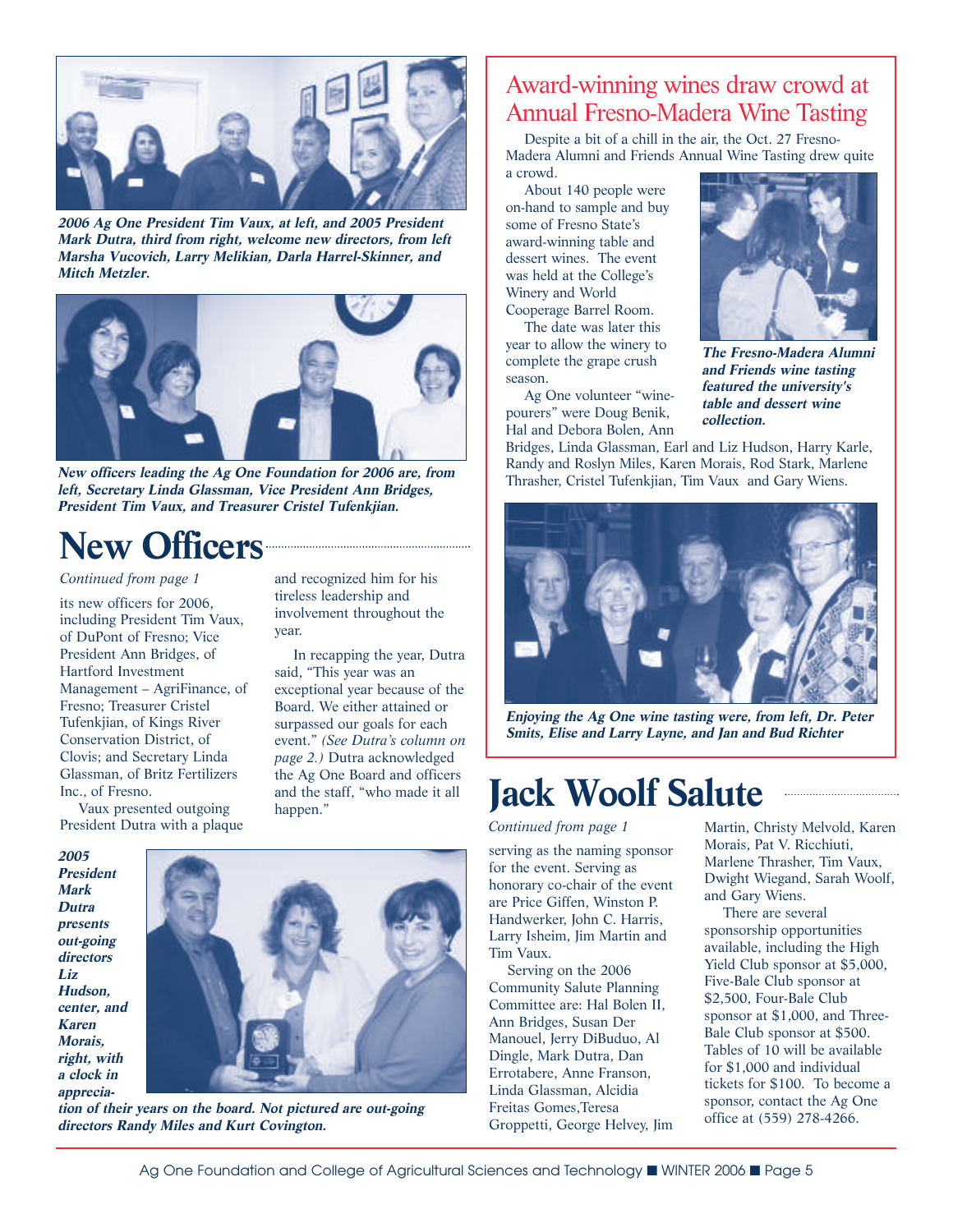*2006 Ag One President Tim Vaux, at left, and 2005 President Mark Dutra, third from right, welcome new directors, from left Marsha Vucovich, Larry Melikian, Darla Harrel-Skinner, and Mitch Metzler.*

*New officers leading the Ag One Foundation for 2006 are, from left, Secretary Linda Glassman, Vice President Ann Bridges, President Tim Vaux, and Treasurer Cristel Tufenkjian.*

# New Officers

*Continued from page 1*

its new officers for 2006, including President Tim Vaux, of DuPont of Fresno; Vice President Ann Bridges, of Hartford Investment Management – AgriFinance, of Fresno; Treasurer Cristel Tufenkjian, of Kings River Conservation District, of Clovis; and Secretary Linda Glassman, of Britz Fertilizers Inc., of Fresno.

Vaux presented outgoing President Dutra with a plaque and recognized him for his tireless leadership and involvement throughout the year.

In recapping the year, Dutra said, "This year was an exceptional year because of the Board. We either attained or surpassed our goals for each event." *(See Dutra's column on page 2.)* Dutra acknowledged the Ag One Board and officers and the staff, "who made it all happen."

*2005 President Mark Dutra presents out-going directors Liz Hudson, center, and Karen Morais, right, with a clock in appreciation of their years on the board. Not pictured are out-going directors Randy Miles and Kurt Covington.*

## Award-winning wines draw crowd at Annual Fresno-Madera Wine Tasting

Despite a bit of a chill in the air, the Oct. 27 Fresno-Madera Alumni and Friends Annual Wine Tasting drew quite a crowd.

About 140 people were on-hand to sample and buy some of Fresno State's award-winning table and dessert wines. The event was held at the College's Winery and World Cooperage Barrel Room.

The date was later this year to allow the winery to complete the grape crush season.

Ag One volunteer "wine-pourers" were Doug Benik, Hal and Debora Bolen, Ann Bridges, Linda Glassman, Earl and Liz Hudson, Harry Karle, Randy and Roslyn Miles, Karen Morais, Rod Stark, Marlene Thrasher, Cristel Tufenkjian, Tim Vaux and Gary Wiens.

*The Fresno-Madera Alumni and Friends wine tasting featured the university's table and dessert wine collection.*

*Enjoying the Ag One wine tasting were, from left, Dr. Peter Smits, Elise and Larry Layne, and Jan and Bud Richter*

# Jack Woolf Salute

*Continued from page 1*

serving as the naming sponsor for the event. Serving as honorary co-chair of the event are Price Giffen, Winston P. Handwerker, John C. Harris, Larry Isheim, Jim Martin and Tim Vaux.

Serving on the 2006 Community Salute Planning Committee are: Hal Bolen II, Ann Bridges, Susan Der Manouel, Jerry DiBuduo, Al Dingle, Mark Dutra, Dan Errotabere, Anne Franson, Linda Glassman, Alcidia Freitas Gomes, Teresa Groppetti, George Helvey, Jim Martin, Christy Melvold, Karen Morais, Pat V. Ricchiuti, Marlene Thrasher, Tim Vaux, Dwight Wiegand, Sarah Woolf, and Gary Wiens.

There are several sponsorship opportunities available, including the High Yield Club sponsor at $5,000, Five-Bale Club sponsor at $2,500, Four-Bale Club sponsor at $1,000, and Three-Bale Club sponsor at $500. Tables of 10 will be available for $1,000 and individual tickets for $100. To become a sponsor, contact the Ag One office at (559) 278-4266.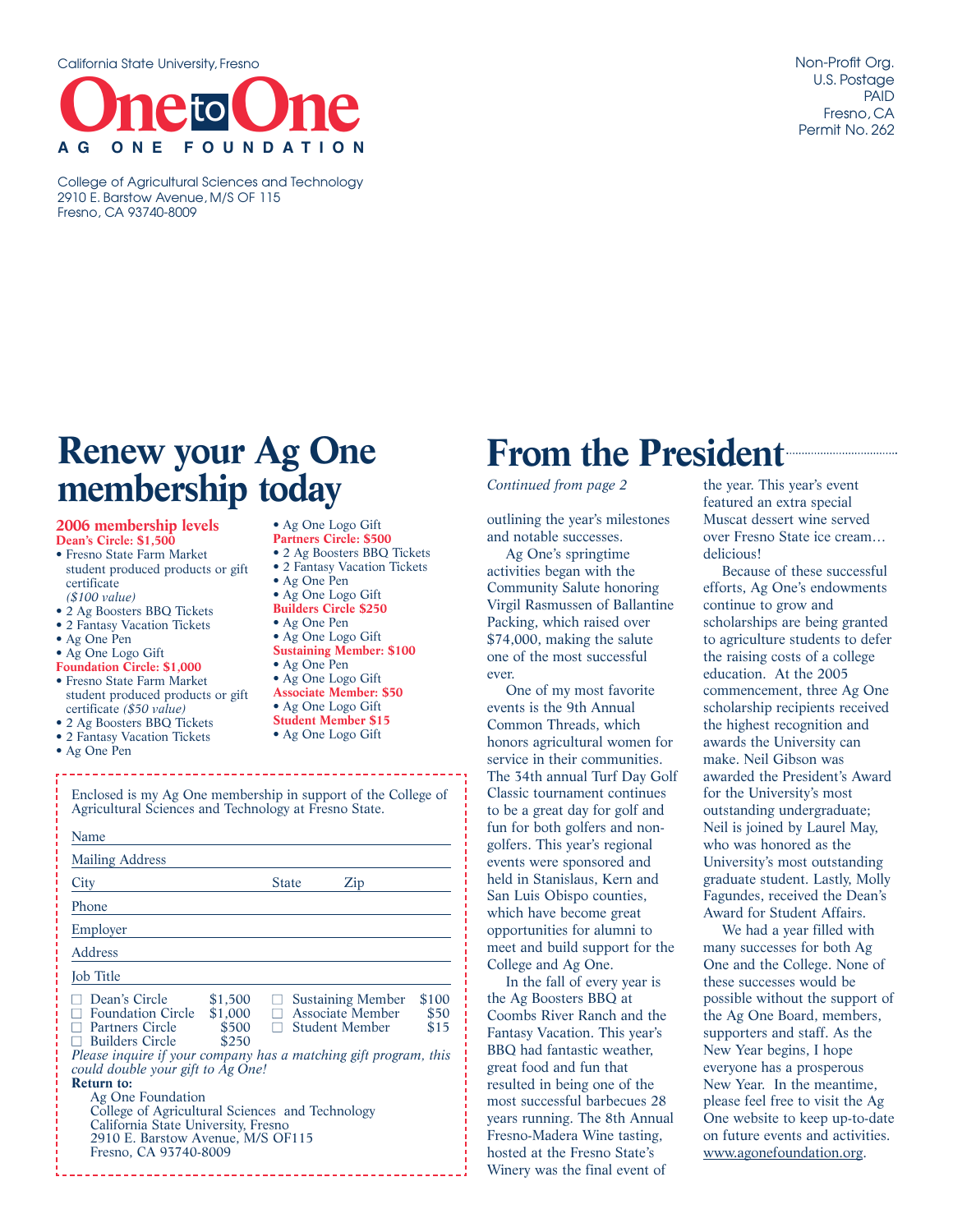California State University, Fresno

# One to One

**AG ONE FOUNDATION**

College of Agricultural Sciences and Technology
2910 E. Barstow Avenue, M/S OF 115
Fresno, CA 93740-8009

Non-Profit Org.
U.S. Postage
PAID
Fresno, CA
Permit No. 262

## Renew your Ag One membership today

### 2006 membership levels

**Dean's Circle: $1,500**
- Fresno State Farm Market student produced products or gift certificate *($100 value)*
- 2 Ag Boosters BBQ Tickets
- 2 Fantasy Vacation Tickets
- Ag One Pen
- Ag One Logo Gift

**Foundation Circle: $1,000**
- Fresno State Farm Market student produced products or gift certificate *($50 value)*
- 2 Ag Boosters BBQ Tickets
- 2 Fantasy Vacation Tickets
- Ag One Pen
- Ag One Logo Gift

**Partners Circle: $500**
- 2 Ag Boosters BBQ Tickets
- 2 Fantasy Vacation Tickets
- Ag One Pen
- Ag One Logo Gift

**Builders Circle $250**
- Ag One Pen
- Ag One Logo Gift

**Sustaining Member: $100**
- Ag One Pen
- Ag One Logo Gift

**Associate Member: $50**
- Ag One Logo Gift

**Student Member $15**
- Ag One Logo Gift

---

Enclosed is my Ag One membership in support of the College of Agricultural Sciences and Technology at Fresno State.

Name

Mailing Address

City State Zip

Phone

Employer

Address

Job Title

- ☐ Dean's Circle $1,500
- ☐ Foundation Circle $1,000
- ☐ Partners Circle $500
- ☐ Builders Circle $250
- ☐ Sustaining Member $100
- ☐ Associate Member $50
- ☐ Student Member $15

*Please inquire if your company has a matching gift program, this could double your gift to Ag One!*

**Return to:**
Ag One Foundation
College of Agricultural Sciences and Technology
California State University, Fresno
2910 E. Barstow Avenue, M/S OF115
Fresno, CA 93740-8009

---

## From the President

*Continued from page 2*

outlining the year's milestones and notable successes.

Ag One's springtime activities began with the Community Salute honoring Virgil Rasmussen of Ballantine Packing, which raised over $74,000, making the salute one of the most successful ever.

One of my most favorite events is the 9th Annual Common Threads, which honors agricultural women for service in their communities. The 34th annual Turf Day Golf Classic tournament continues to be a great day for golf and fun for both golfers and non-golfers. This year's regional events were sponsored and held in Stanislaus, Kern and San Luis Obispo counties, which have become great opportunities for alumni to meet and build support for the College and Ag One.

In the fall of every year is the Ag Boosters BBQ at Coombs River Ranch and the Fantasy Vacation. This year's BBQ had fantastic weather, great food and fun that resulted in being one of the most successful barbecues 28 years running. The 8th Annual Fresno-Madera Wine tasting, hosted at the Fresno State's Winery was the final event of the year. This year's event featured an extra special Muscat dessert wine served over Fresno State ice cream…delicious!

Because of these successful efforts, Ag One's endowments continue to grow and scholarships are being granted to agriculture students to defer the raising costs of a college education. At the 2005 commencement, three Ag One scholarship recipients received the highest recognition and awards the University can make. Neil Gibson was awarded the President's Award for the University's most outstanding undergraduate; Neil is joined by Laurel May, who was honored as the University's most outstanding graduate student. Lastly, Molly Fagundes, received the Dean's Award for Student Affairs.

We had a year filled with many successes for both Ag One and the College. None of these successes would be possible without the support of the Ag One Board, members, supporters and staff. As the New Year begins, I hope everyone has a prosperous New Year. In the meantime, please feel free to visit the Ag One website to keep up-to-date on future events and activities. www.agonefoundation.org.